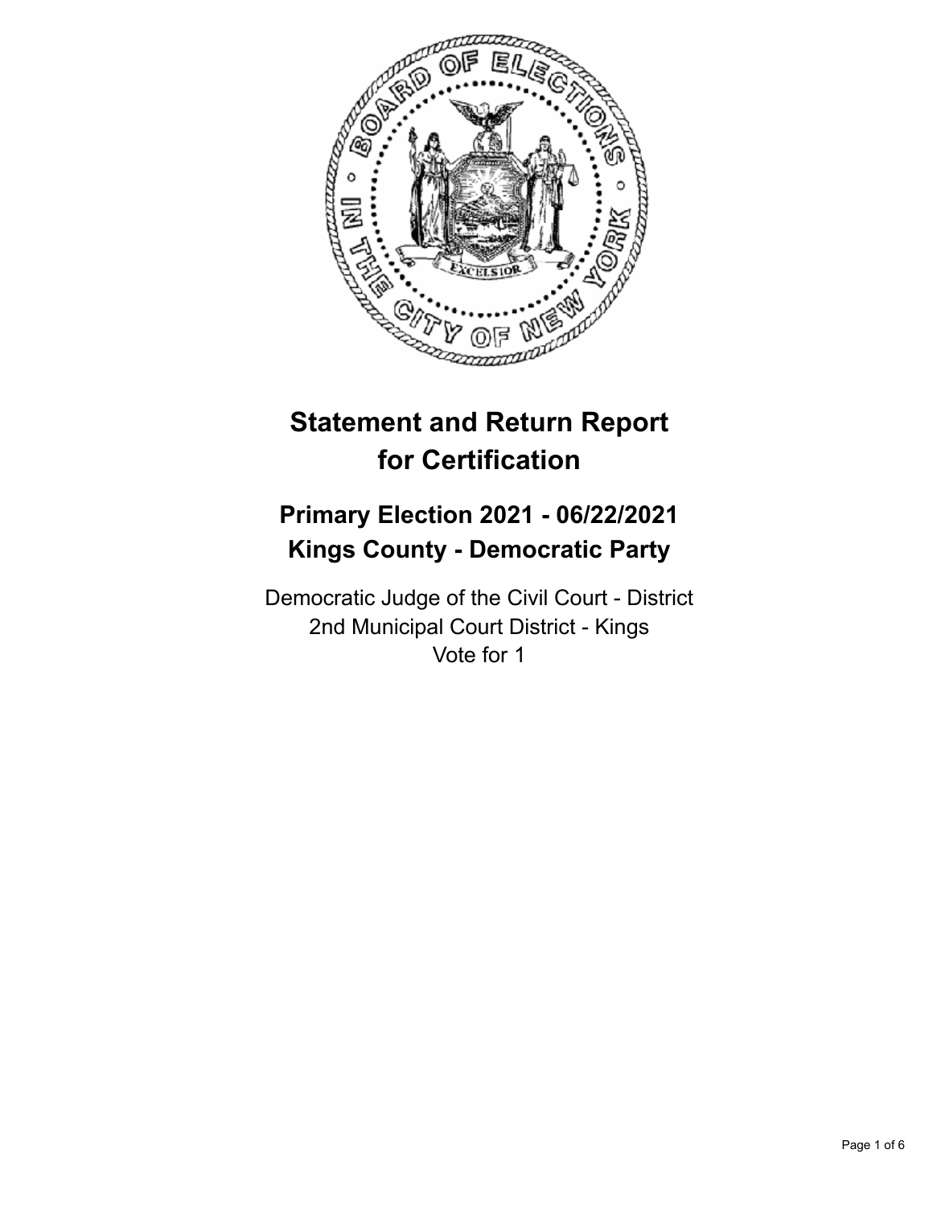# Statement and Return Report for Certification

## Primary Election 2021 - 06/22/2021
## Kings County - Democratic Party

Democratic Judge of the Civil Court - District
2nd Municipal Court District - Kings
Vote for 1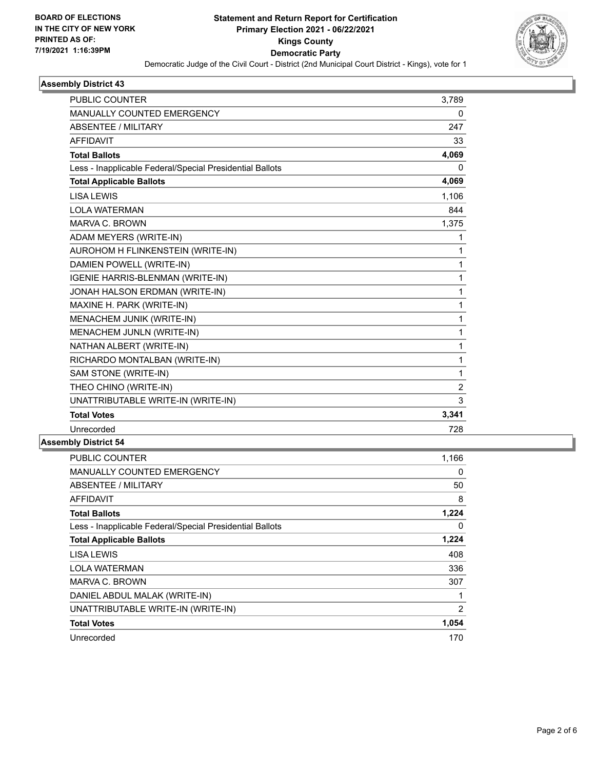**BOARD OF ELECTIONS IN THE CITY OF NEW YORK PRINTED AS OF: 7/19/2021 1:16:39PM**

# Statement and Return Report for Certification
## Primary Election 2021 - 06/22/2021
## Kings County
## Democratic Party

Democratic Judge of the Civil Court - District (2nd Municipal Court District - Kings), vote for 1

### Assembly District 43

| | |
|---|---|
| PUBLIC COUNTER | 3,789 |
| MANUALLY COUNTED EMERGENCY | 0 |
| ABSENTEE / MILITARY | 247 |
| AFFIDAVIT | 33 |
| **Total Ballots** | **4,069** |
| Less - Inapplicable Federal/Special Presidential Ballots | 0 |
| **Total Applicable Ballots** | **4,069** |
| LISA LEWIS | 1,106 |
| LOLA WATERMAN | 844 |
| MARVA C. BROWN | 1,375 |
| ADAM MEYERS (WRITE-IN) | 1 |
| AUROHOM H FLINKENSTEIN (WRITE-IN) | 1 |
| DAMIEN POWELL (WRITE-IN) | 1 |
| IGENIE HARRIS-BLENMAN (WRITE-IN) | 1 |
| JONAH HALSON ERDMAN (WRITE-IN) | 1 |
| MAXINE H. PARK (WRITE-IN) | 1 |
| MENACHEM JUNIK (WRITE-IN) | 1 |
| MENACHEM JUNLN (WRITE-IN) | 1 |
| NATHAN ALBERT (WRITE-IN) | 1 |
| RICHARDO MONTALBAN (WRITE-IN) | 1 |
| SAM STONE (WRITE-IN) | 1 |
| THEO CHINO (WRITE-IN) | 2 |
| UNATTRIBUTABLE WRITE-IN (WRITE-IN) | 3 |
| **Total Votes** | **3,341** |
| Unrecorded | 728 |

### Assembly District 54

| | |
|---|---|
| PUBLIC COUNTER | 1,166 |
| MANUALLY COUNTED EMERGENCY | 0 |
| ABSENTEE / MILITARY | 50 |
| AFFIDAVIT | 8 |
| **Total Ballots** | **1,224** |
| Less - Inapplicable Federal/Special Presidential Ballots | 0 |
| **Total Applicable Ballots** | **1,224** |
| LISA LEWIS | 408 |
| LOLA WATERMAN | 336 |
| MARVA C. BROWN | 307 |
| DANIEL ABDUL MALAK (WRITE-IN) | 1 |
| UNATTRIBUTABLE WRITE-IN (WRITE-IN) | 2 |
| **Total Votes** | **1,054** |
| Unrecorded | 170 |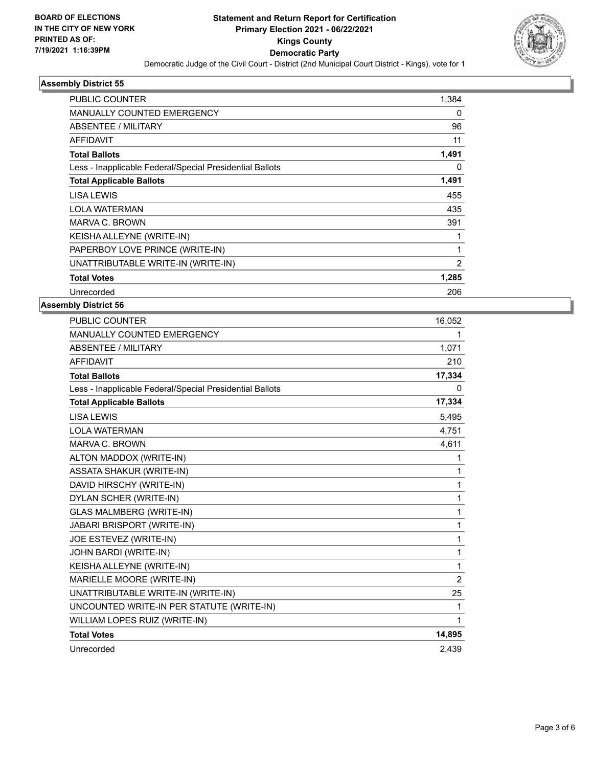**BOARD OF ELECTIONS IN THE CITY OF NEW YORK PRINTED AS OF: 7/19/2021 1:16:39PM**

# Statement and Return Report for Certification
## Primary Election 2021 - 06/22/2021
## Kings County
## Democratic Party

Democratic Judge of the Civil Court - District (2nd Municipal Court District - Kings), vote for 1

### Assembly District 55

| | |
|---|---|
| PUBLIC COUNTER | 1,384 |
| MANUALLY COUNTED EMERGENCY | 0 |
| ABSENTEE / MILITARY | 96 |
| AFFIDAVIT | 11 |
| **Total Ballots** | **1,491** |
| Less - Inapplicable Federal/Special Presidential Ballots | 0 |
| **Total Applicable Ballots** | **1,491** |
| LISA LEWIS | 455 |
| LOLA WATERMAN | 435 |
| MARVA C. BROWN | 391 |
| KEISHA ALLEYNE (WRITE-IN) | 1 |
| PAPERBOY LOVE PRINCE (WRITE-IN) | 1 |
| UNATTRIBUTABLE WRITE-IN (WRITE-IN) | 2 |
| **Total Votes** | **1,285** |
| Unrecorded | 206 |

### Assembly District 56

| | |
|---|---|
| PUBLIC COUNTER | 16,052 |
| MANUALLY COUNTED EMERGENCY | 1 |
| ABSENTEE / MILITARY | 1,071 |
| AFFIDAVIT | 210 |
| **Total Ballots** | **17,334** |
| Less - Inapplicable Federal/Special Presidential Ballots | 0 |
| **Total Applicable Ballots** | **17,334** |
| LISA LEWIS | 5,495 |
| LOLA WATERMAN | 4,751 |
| MARVA C. BROWN | 4,611 |
| ALTON MADDOX (WRITE-IN) | 1 |
| ASSATA SHAKUR (WRITE-IN) | 1 |
| DAVID HIRSCHY (WRITE-IN) | 1 |
| DYLAN SCHER (WRITE-IN) | 1 |
| GLAS MALMBERG (WRITE-IN) | 1 |
| JABARI BRISPORT (WRITE-IN) | 1 |
| JOE ESTEVEZ (WRITE-IN) | 1 |
| JOHN BARDI (WRITE-IN) | 1 |
| KEISHA ALLEYNE (WRITE-IN) | 1 |
| MARIELLE MOORE (WRITE-IN) | 2 |
| UNATTRIBUTABLE WRITE-IN (WRITE-IN) | 25 |
| UNCOUNTED WRITE-IN PER STATUTE (WRITE-IN) | 1 |
| WILLIAM LOPES RUIZ (WRITE-IN) | 1 |
| **Total Votes** | **14,895** |
| Unrecorded | 2,439 |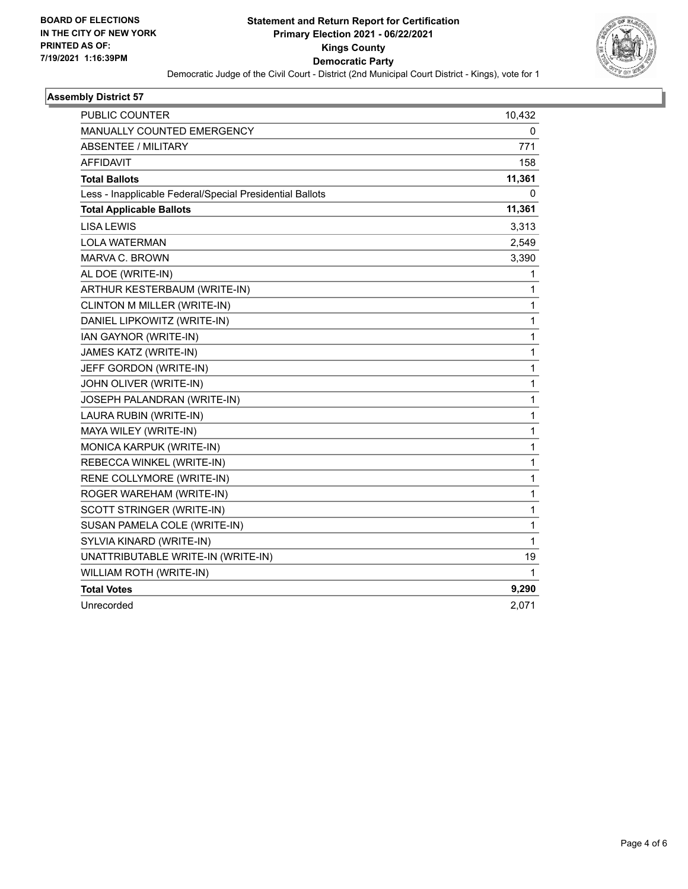**BOARD OF ELECTIONS IN THE CITY OF NEW YORK PRINTED AS OF: 7/19/2021 1:16:39PM**

# Statement and Return Report for Certification
## Primary Election 2021 - 06/22/2021
## Kings County
## Democratic Party

Democratic Judge of the Civil Court - District (2nd Municipal Court District - Kings), vote for 1

### Assembly District 57

| | |
|---|---|
| PUBLIC COUNTER | 10,432 |
| MANUALLY COUNTED EMERGENCY | 0 |
| ABSENTEE / MILITARY | 771 |
| AFFIDAVIT | 158 |
| **Total Ballots** | **11,361** |
| Less - Inapplicable Federal/Special Presidential Ballots | 0 |
| **Total Applicable Ballots** | **11,361** |
| LISA LEWIS | 3,313 |
| LOLA WATERMAN | 2,549 |
| MARVA C. BROWN | 3,390 |
| AL DOE (WRITE-IN) | 1 |
| ARTHUR KESTERBAUM (WRITE-IN) | 1 |
| CLINTON M MILLER (WRITE-IN) | 1 |
| DANIEL LIPKOWITZ (WRITE-IN) | 1 |
| IAN GAYNOR (WRITE-IN) | 1 |
| JAMES KATZ (WRITE-IN) | 1 |
| JEFF GORDON (WRITE-IN) | 1 |
| JOHN OLIVER (WRITE-IN) | 1 |
| JOSEPH PALANDRAN (WRITE-IN) | 1 |
| LAURA RUBIN (WRITE-IN) | 1 |
| MAYA WILEY (WRITE-IN) | 1 |
| MONICA KARPUK (WRITE-IN) | 1 |
| REBECCA WINKEL (WRITE-IN) | 1 |
| RENE COLLYMORE (WRITE-IN) | 1 |
| ROGER WAREHAM (WRITE-IN) | 1 |
| SCOTT STRINGER (WRITE-IN) | 1 |
| SUSAN PAMELA COLE (WRITE-IN) | 1 |
| SYLVIA KINARD (WRITE-IN) | 1 |
| UNATTRIBUTABLE WRITE-IN (WRITE-IN) | 19 |
| WILLIAM ROTH (WRITE-IN) | 1 |
| **Total Votes** | **9,290** |
| Unrecorded | 2,071 |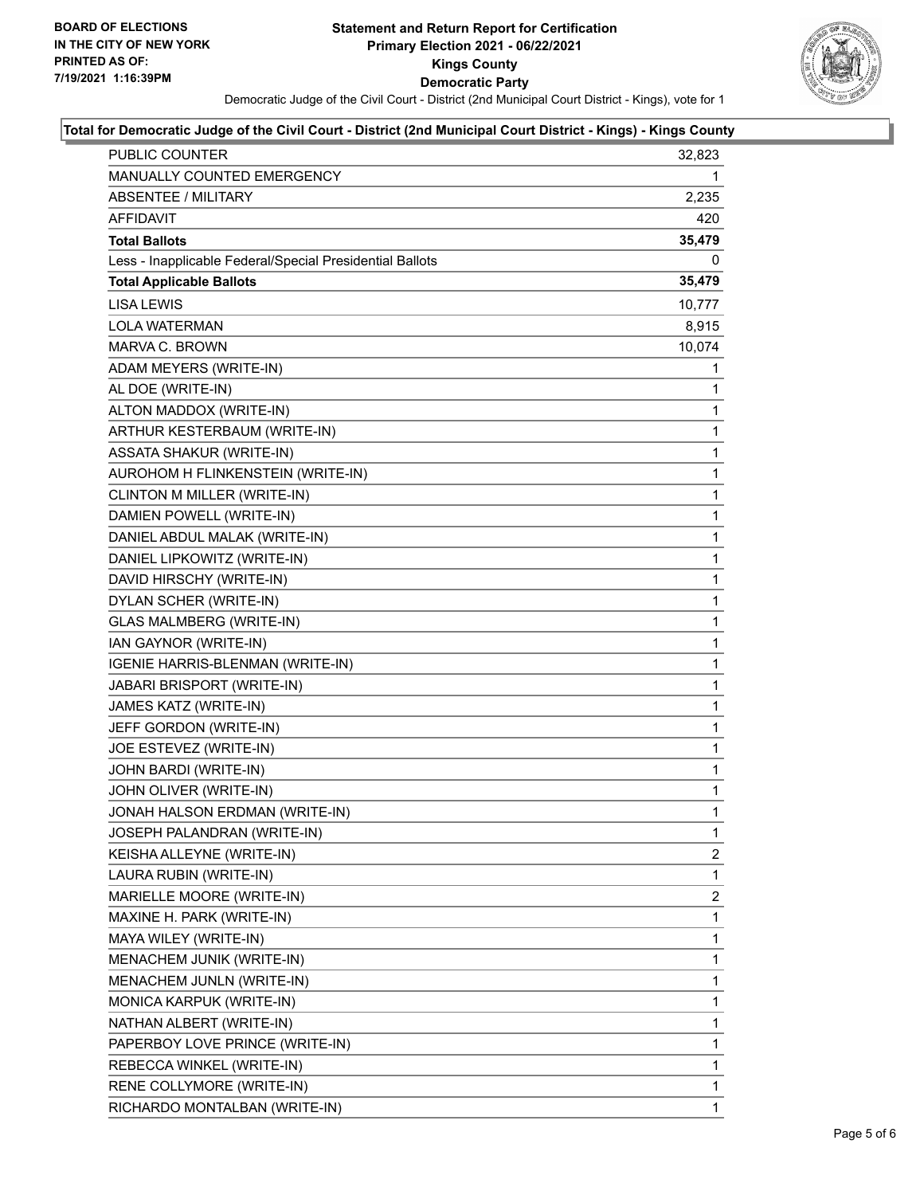**BOARD OF ELECTIONS IN THE CITY OF NEW YORK PRINTED AS OF: 7/19/2021 1:16:39PM**

# Statement and Return Report for Certification
## Primary Election 2021 - 06/22/2021
## Kings County
## Democratic Party

Democratic Judge of the Civil Court - District (2nd Municipal Court District - Kings), vote for 1

### Total for Democratic Judge of the Civil Court - District (2nd Municipal Court District - Kings) - Kings County

| | |
|---|---|
| PUBLIC COUNTER | 32,823 |
| MANUALLY COUNTED EMERGENCY | 1 |
| ABSENTEE / MILITARY | 2,235 |
| AFFIDAVIT | 420 |
| **Total Ballots** | **35,479** |
| Less - Inapplicable Federal/Special Presidential Ballots | 0 |
| **Total Applicable Ballots** | **35,479** |
| LISA LEWIS | 10,777 |
| LOLA WATERMAN | 8,915 |
| MARVA C. BROWN | 10,074 |
| ADAM MEYERS (WRITE-IN) | 1 |
| AL DOE (WRITE-IN) | 1 |
| ALTON MADDOX (WRITE-IN) | 1 |
| ARTHUR KESTERBAUM (WRITE-IN) | 1 |
| ASSATA SHAKUR (WRITE-IN) | 1 |
| AUROHOM H FLINKENSTEIN (WRITE-IN) | 1 |
| CLINTON M MILLER (WRITE-IN) | 1 |
| DAMIEN POWELL (WRITE-IN) | 1 |
| DANIEL ABDUL MALAK (WRITE-IN) | 1 |
| DANIEL LIPKOWITZ (WRITE-IN) | 1 |
| DAVID HIRSCHY (WRITE-IN) | 1 |
| DYLAN SCHER (WRITE-IN) | 1 |
| GLAS MALMBERG (WRITE-IN) | 1 |
| IAN GAYNOR (WRITE-IN) | 1 |
| IGENIE HARRIS-BLENMAN (WRITE-IN) | 1 |
| JABARI BRISPORT (WRITE-IN) | 1 |
| JAMES KATZ (WRITE-IN) | 1 |
| JEFF GORDON (WRITE-IN) | 1 |
| JOE ESTEVEZ (WRITE-IN) | 1 |
| JOHN BARDI (WRITE-IN) | 1 |
| JOHN OLIVER (WRITE-IN) | 1 |
| JONAH HALSON ERDMAN (WRITE-IN) | 1 |
| JOSEPH PALANDRAN (WRITE-IN) | 1 |
| KEISHA ALLEYNE (WRITE-IN) | 2 |
| LAURA RUBIN (WRITE-IN) | 1 |
| MARIELLE MOORE (WRITE-IN) | 2 |
| MAXINE H. PARK (WRITE-IN) | 1 |
| MAYA WILEY (WRITE-IN) | 1 |
| MENACHEM JUNIK (WRITE-IN) | 1 |
| MENACHEM JUNLN (WRITE-IN) | 1 |
| MONICA KARPUK (WRITE-IN) | 1 |
| NATHAN ALBERT (WRITE-IN) | 1 |
| PAPERBOY LOVE PRINCE (WRITE-IN) | 1 |
| REBECCA WINKEL (WRITE-IN) | 1 |
| RENE COLLYMORE (WRITE-IN) | 1 |
| RICHARDO MONTALBAN (WRITE-IN) | 1 |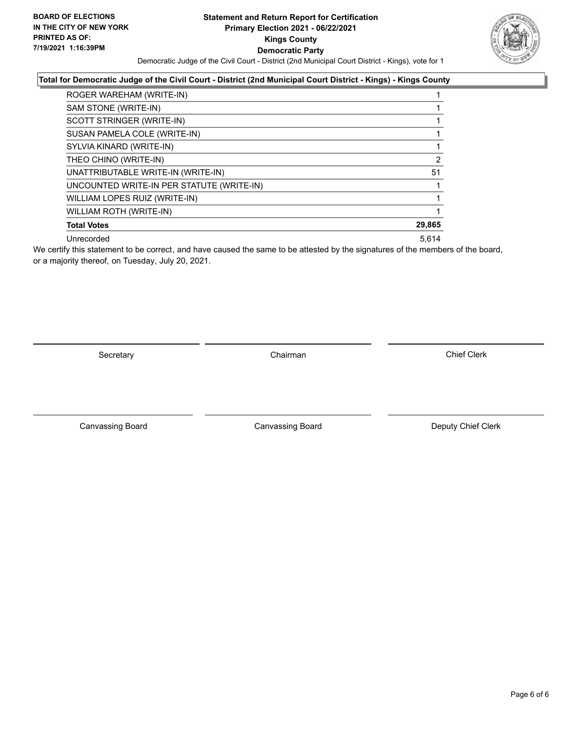**BOARD OF ELECTIONS IN THE CITY OF NEW YORK PRINTED AS OF: 7/19/2021 1:16:39PM**

**Statement and Return Report for Certification Primary Election 2021 - 06/22/2021 Kings County Democratic Party**

Democratic Judge of the Civil Court - District (2nd Municipal Court District - Kings), vote for 1

**Total for Democratic Judge of the Civil Court - District (2nd Municipal Court District - Kings) - Kings County**

| | |
|---|---|
| ROGER WAREHAM (WRITE-IN) | 1 |
| SAM STONE (WRITE-IN) | 1 |
| SCOTT STRINGER (WRITE-IN) | 1 |
| SUSAN PAMELA COLE (WRITE-IN) | 1 |
| SYLVIA KINARD (WRITE-IN) | 1 |
| THEO CHINO (WRITE-IN) | 2 |
| UNATTRIBUTABLE WRITE-IN (WRITE-IN) | 51 |
| UNCOUNTED WRITE-IN PER STATUTE (WRITE-IN) | 1 |
| WILLIAM LOPES RUIZ (WRITE-IN) | 1 |
| WILLIAM ROTH (WRITE-IN) | 1 |
| **Total Votes** | **29,865** |
| Unrecorded | 5,614 |

We certify this statement to be correct, and have caused the same to be attested by the signatures of the members of the board, or a majority thereof, on Tuesday, July 20, 2021.

Secretary

Chairman

Chief Clerk

Canvassing Board

Canvassing Board

Deputy Chief Clerk